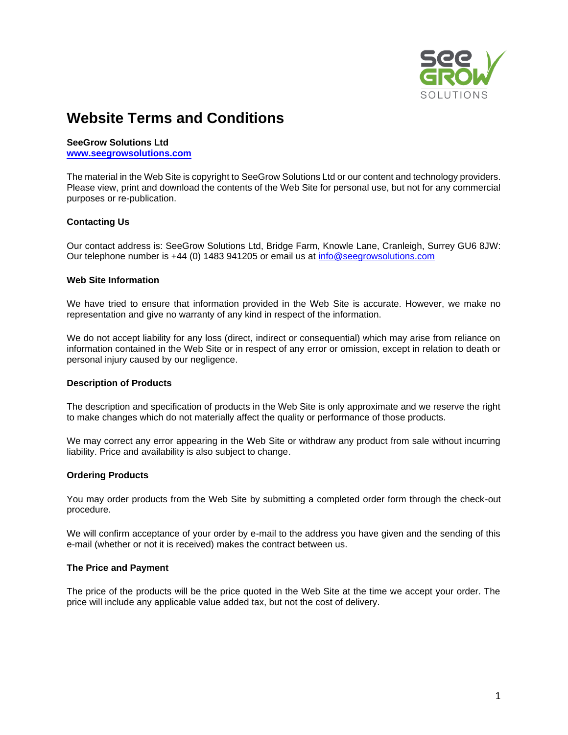# Website Terms and Conditions

**SeeGrow Solutions Ltd**
**[www.seegrowsolutions.com](http://www.seegrowsolutions.com)**

The material in the Web Site is copyright to SeeGrow Solutions Ltd or our content and technology providers. Please view, print and download the contents of the Web Site for personal use, but not for any commercial purposes or re-publication.

### Contacting Us

Our contact address is: SeeGrow Solutions Ltd, Bridge Farm, Knowle Lane, Cranleigh, Surrey GU6 8JW: Our telephone number is +44 (0) 1483 941205 or email us at [info@seegrowsolutions.com](mailto:info@seegrowsolutions.com)

### Web Site Information

We have tried to ensure that information provided in the Web Site is accurate. However, we make no representation and give no warranty of any kind in respect of the information.

We do not accept liability for any loss (direct, indirect or consequential) which may arise from reliance on information contained in the Web Site or in respect of any error or omission, except in relation to death or personal injury caused by our negligence.

### Description of Products

The description and specification of products in the Web Site is only approximate and we reserve the right to make changes which do not materially affect the quality or performance of those products.

We may correct any error appearing in the Web Site or withdraw any product from sale without incurring liability. Price and availability is also subject to change.

### Ordering Products

You may order products from the Web Site by submitting a completed order form through the check-out procedure.

We will confirm acceptance of your order by e-mail to the address you have given and the sending of this e-mail (whether or not it is received) makes the contract between us.

### The Price and Payment

The price of the products will be the price quoted in the Web Site at the time we accept your order. The price will include any applicable value added tax, but not the cost of delivery.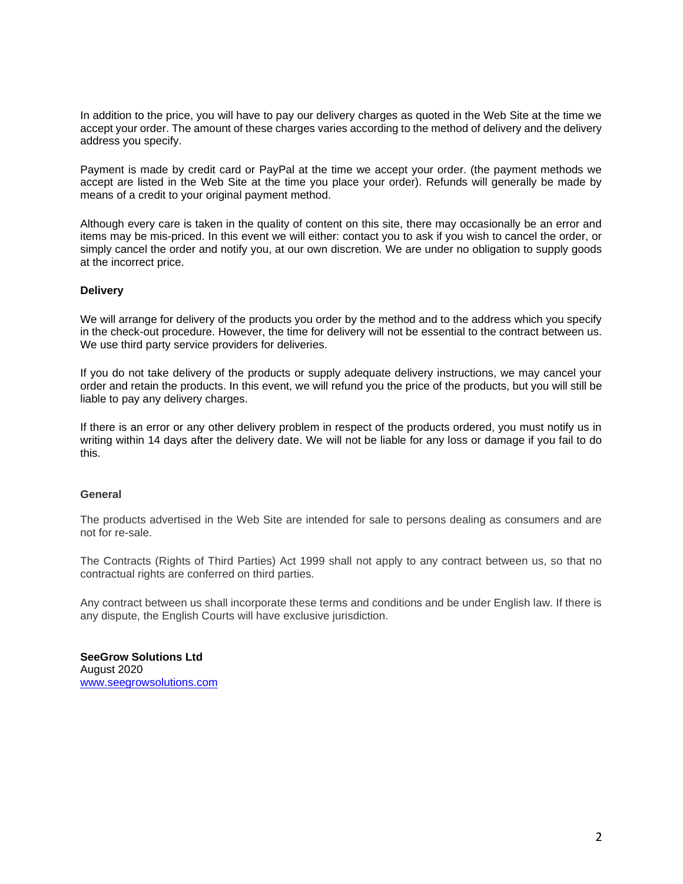In addition to the price, you will have to pay our delivery charges as quoted in the Web Site at the time we accept your order. The amount of these charges varies according to the method of delivery and the delivery address you specify.

Payment is made by credit card or PayPal at the time we accept your order. (the payment methods we accept are listed in the Web Site at the time you place your order). Refunds will generally be made by means of a credit to your original payment method.

Although every care is taken in the quality of content on this site, there may occasionally be an error and items may be mis-priced. In this event we will either: contact you to ask if you wish to cancel the order, or simply cancel the order and notify you, at our own discretion. We are under no obligation to supply goods at the incorrect price.

**Delivery**

We will arrange for delivery of the products you order by the method and to the address which you specify in the check-out procedure. However, the time for delivery will not be essential to the contract between us. We use third party service providers for deliveries.

If you do not take delivery of the products or supply adequate delivery instructions, we may cancel your order and retain the products. In this event, we will refund you the price of the products, but you will still be liable to pay any delivery charges.

If there is an error or any other delivery problem in respect of the products ordered, you must notify us in writing within 14 days after the delivery date. We will not be liable for any loss or damage if you fail to do this.

**General**

The products advertised in the Web Site are intended for sale to persons dealing as consumers and are not for re-sale.

The Contracts (Rights of Third Parties) Act 1999 shall not apply to any contract between us, so that no contractual rights are conferred on third parties.

Any contract between us shall incorporate these terms and conditions and be under English law. If there is any dispute, the English Courts will have exclusive jurisdiction.

**SeeGrow Solutions Ltd**
August 2020
[www.seegrowsolutions.com](http://www.seegrowsolutions.com)